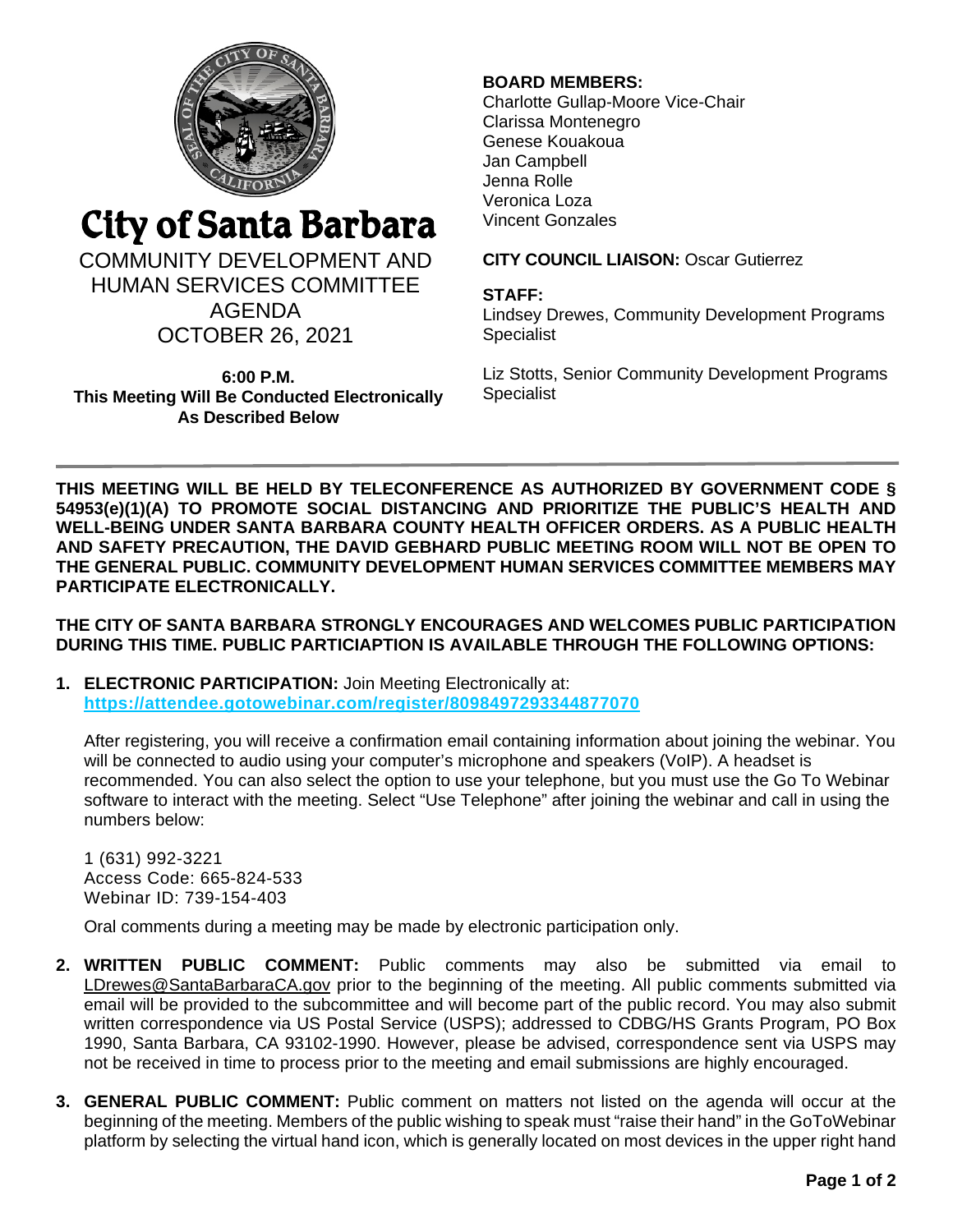# City of Santa Barbara

COMMUNITY DEVELOPMENT AND HUMAN SERVICES COMMITTEE AGENDA
OCTOBER 26, 2021

**6:00 P.M.**
**This Meeting Will Be Conducted Electronically As Described Below**

**BOARD MEMBERS:**
Charlotte Gullap-Moore Vice-Chair
Clarissa Montenegro
Genese Kouakoua
Jan Campbell
Jenna Rolle
Veronica Loza
Vincent Gonzales

**CITY COUNCIL LIAISON:** Oscar Gutierrez

**STAFF:**
Lindsey Drewes, Community Development Programs Specialist

Liz Stotts, Senior Community Development Programs Specialist

---

**THIS MEETING WILL BE HELD BY TELECONFERENCE AS AUTHORIZED BY GOVERNMENT CODE § 54953(e)(1)(A) TO PROMOTE SOCIAL DISTANCING AND PRIORITIZE THE PUBLIC'S HEALTH AND WELL-BEING UNDER SANTA BARBARA COUNTY HEALTH OFFICER ORDERS. AS A PUBLIC HEALTH AND SAFETY PRECAUTION, THE DAVID GEBHARD PUBLIC MEETING ROOM WILL NOT BE OPEN TO THE GENERAL PUBLIC. COMMUNITY DEVELOPMENT HUMAN SERVICES COMMITTEE MEMBERS MAY PARTICIPATE ELECTRONICALLY.**

**THE CITY OF SANTA BARBARA STRONGLY ENCOURAGES AND WELCOMES PUBLIC PARTICIPATION DURING THIS TIME. PUBLIC PARTICIAPTION IS AVAILABLE THROUGH THE FOLLOWING OPTIONS:**

1. **ELECTRONIC PARTICIPATION:** Join Meeting Electronically at: **https://attendee.gotowebinar.com/register/8098497293344877070**

   After registering, you will receive a confirmation email containing information about joining the webinar. You will be connected to audio using your computer's microphone and speakers (VoIP). A headset is recommended. You can also select the option to use your telephone, but you must use the Go To Webinar software to interact with the meeting. Select "Use Telephone" after joining the webinar and call in using the numbers below:

   1 (631) 992-3221
   Access Code: 665-824-533
   Webinar ID: 739-154-403

   Oral comments during a meeting may be made by electronic participation only.

2. **WRITTEN PUBLIC COMMENT:** Public comments may also be submitted via email to LDrewes@SantaBarbaraCA.gov prior to the beginning of the meeting. All public comments submitted via email will be provided to the subcommittee and will become part of the public record. You may also submit written correspondence via US Postal Service (USPS); addressed to CDBG/HS Grants Program, PO Box 1990, Santa Barbara, CA 93102-1990. However, please be advised, correspondence sent via USPS may not be received in time to process prior to the meeting and email submissions are highly encouraged.

3. **GENERAL PUBLIC COMMENT:** Public comment on matters not listed on the agenda will occur at the beginning of the meeting. Members of the public wishing to speak must "raise their hand" in the GoToWebinar platform by selecting the virtual hand icon, which is generally located on most devices in the upper right hand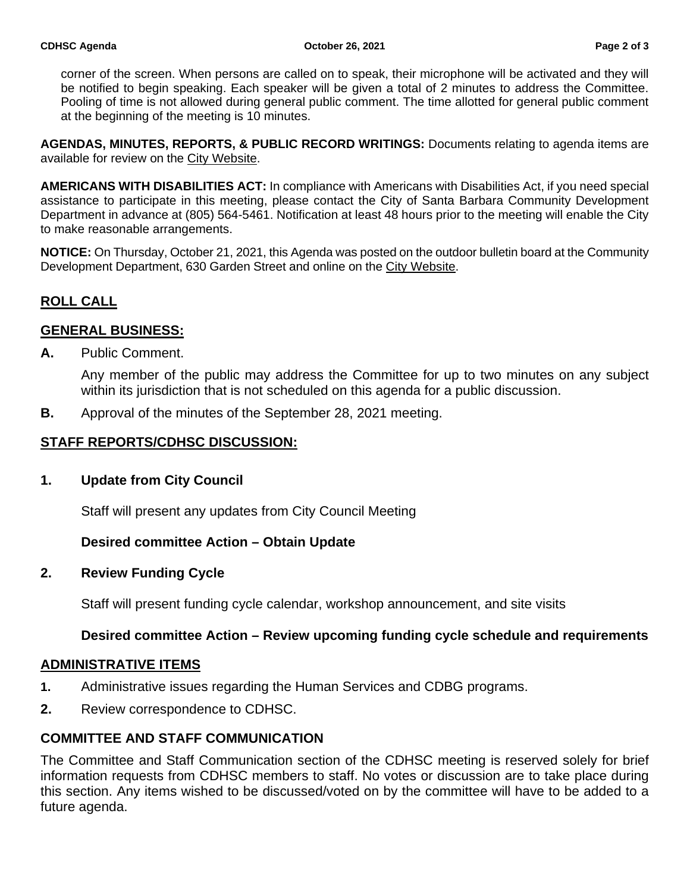corner of the screen. When persons are called on to speak, their microphone will be activated and they will be notified to begin speaking. Each speaker will be given a total of 2 minutes to address the Committee. Pooling of time is not allowed during general public comment. The time allotted for general public comment at the beginning of the meeting is 10 minutes.

**AGENDAS, MINUTES, REPORTS, & PUBLIC RECORD WRITINGS:** Documents relating to agenda items are available for review on the City Website.

**AMERICANS WITH DISABILITIES ACT:** In compliance with Americans with Disabilities Act, if you need special assistance to participate in this meeting, please contact the City of Santa Barbara Community Development Department in advance at (805) 564-5461. Notification at least 48 hours prior to the meeting will enable the City to make reasonable arrangements.

**NOTICE:** On Thursday, October 21, 2021, this Agenda was posted on the outdoor bulletin board at the Community Development Department, 630 Garden Street and online on the City Website.

## ROLL CALL

## GENERAL BUSINESS:

**A.** Public Comment.

Any member of the public may address the Committee for up to two minutes on any subject within its jurisdiction that is not scheduled on this agenda for a public discussion.

**B.** Approval of the minutes of the September 28, 2021 meeting.

## STAFF REPORTS/CDHSC DISCUSSION:

**1. Update from City Council**

Staff will present any updates from City Council Meeting

**Desired committee Action – Obtain Update**

**2. Review Funding Cycle**

Staff will present funding cycle calendar, workshop announcement, and site visits

**Desired committee Action – Review upcoming funding cycle schedule and requirements**

## ADMINISTRATIVE ITEMS

**1.** Administrative issues regarding the Human Services and CDBG programs.

**2.** Review correspondence to CDHSC.

## COMMITTEE AND STAFF COMMUNICATION

The Committee and Staff Communication section of the CDHSC meeting is reserved solely for brief information requests from CDHSC members to staff. No votes or discussion are to take place during this section. Any items wished to be discussed/voted on by the committee will have to be added to a future agenda.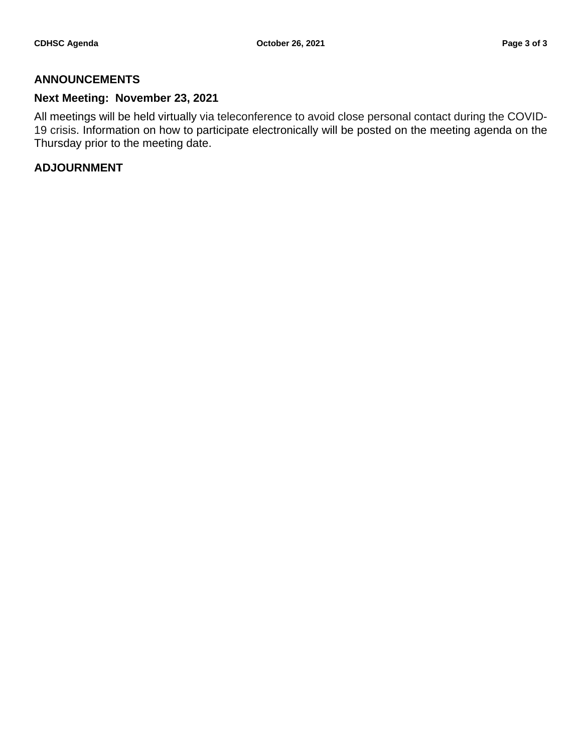## ANNOUNCEMENTS

### Next Meeting: November 23, 2021

All meetings will be held virtually via teleconference to avoid close personal contact during the COVID-19 crisis. Information on how to participate electronically will be posted on the meeting agenda on the Thursday prior to the meeting date.

## ADJOURNMENT